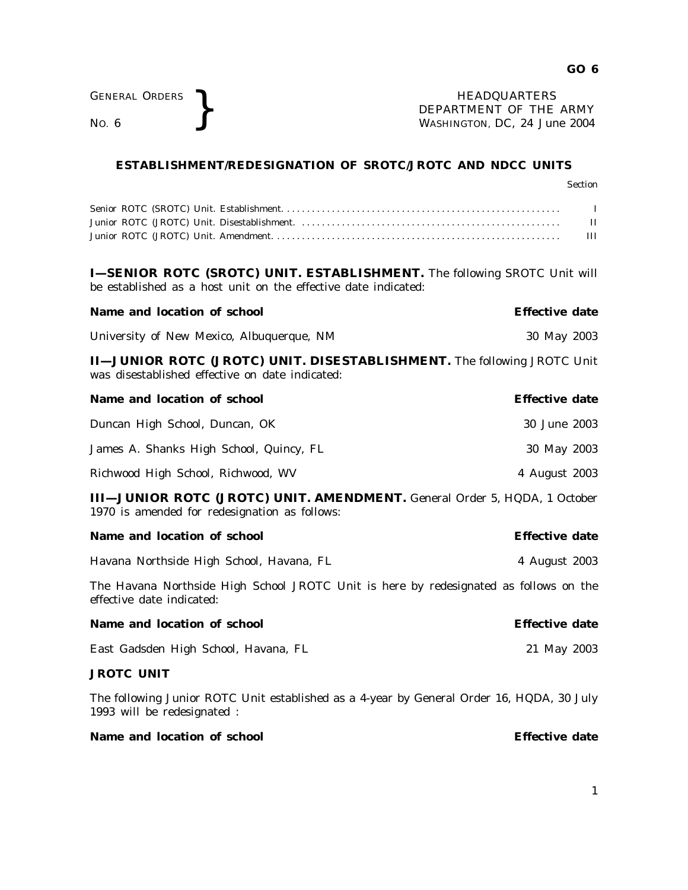GENERAL ORDERS
NO. 6

HEADQUARTERS
DEPARTMENT OF THE ARMY
WASHINGTON, DC, 24 June 2004

## ESTABLISHMENT/REDESIGNATION OF SROTC/JROTC AND NDCC UNITS

| | Section |
|---|---|
| Senior ROTC (SROTC) Unit. Establishment. | I |
| Junior ROTC (JROTC) Unit. Disestablishment. | II |
| Junior ROTC (JROTC) Unit. Amendment. | III |

**I—SENIOR ROTC (SROTC) UNIT. ESTABLISHMENT.** The following SROTC Unit will be established as a host unit on the effective date indicated:

| Name and location of school | Effective date |
|---|---|
| University of New Mexico, Albuquerque, NM | 30 May 2003 |

**II—JUNIOR ROTC (JROTC) UNIT. DISESTABLISHMENT.** The following JROTC Unit was disestablished effective on date indicated:

| Name and location of school | Effective date |
|---|---|
| Duncan High School, Duncan, OK | 30 June 2003 |
| James A. Shanks High School, Quincy, FL | 30 May 2003 |
| Richwood High School, Richwood, WV | 4 August 2003 |

**III—JUNIOR ROTC (JROTC) UNIT. AMENDMENT.** General Order 5, HQDA, 1 October 1970 is amended for redesignation as follows:

| Name and location of school | Effective date |
|---|---|
| Havana Northside High School, Havana, FL | 4 August 2003 |

The Havana Northside High School JROTC Unit is here by redesignated as follows on the effective date indicated:

| Name and location of school | Effective date |
|---|---|
| East Gadsden High School, Havana, FL | 21 May 2003 |

**JROTC UNIT**

The following Junior ROTC Unit established as a 4-year by General Order 16, HQDA, 30 July 1993 will be redesignated :

| Name and location of school | Effective date |
|---|---|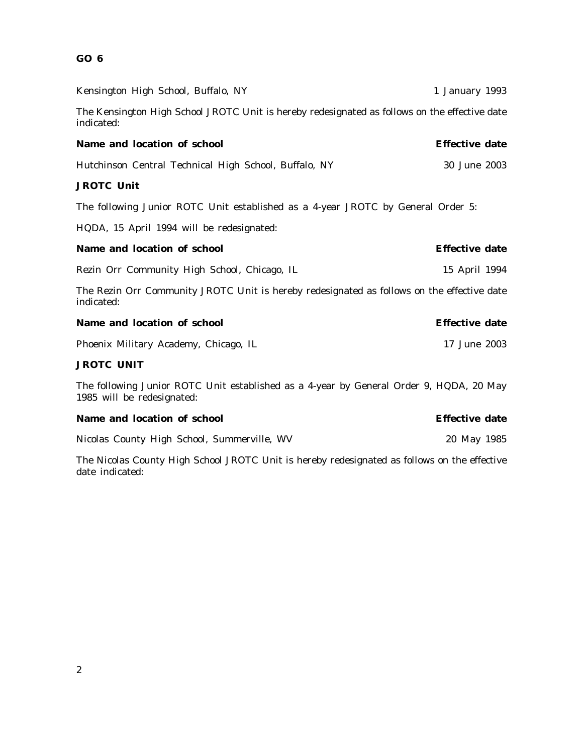Kensington High School, Buffalo, NY 1 January 1993

The Kensington High School JROTC Unit is hereby redesignated as follows on the effective date indicated:

| Name and location of school | Effective date |
| --- | --- |
| Hutchinson Central Technical High School, Buffalo, NY | 30 June 2003 |

**JROTC Unit**

The following Junior ROTC Unit established as a 4-year JROTC by General Order 5:

HQDA, 15 April 1994 will be redesignated:

| Name and location of school | Effective date |
| --- | --- |
| Rezin Orr Community High School, Chicago, IL | 15 April 1994 |

The Rezin Orr Community JROTC Unit is hereby redesignated as follows on the effective date indicated:

| Name and location of school | Effective date |
| --- | --- |
| Phoenix Military Academy, Chicago, IL | 17 June 2003 |

**JROTC UNIT**

The following Junior ROTC Unit established as a 4-year by General Order 9, HQDA, 20 May 1985 will be redesignated:

| Name and location of school | Effective date |
| --- | --- |
| Nicolas County High School, Summerville, WV | 20 May 1985 |

The Nicolas County High School JROTC Unit is hereby redesignated as follows on the effective date indicated: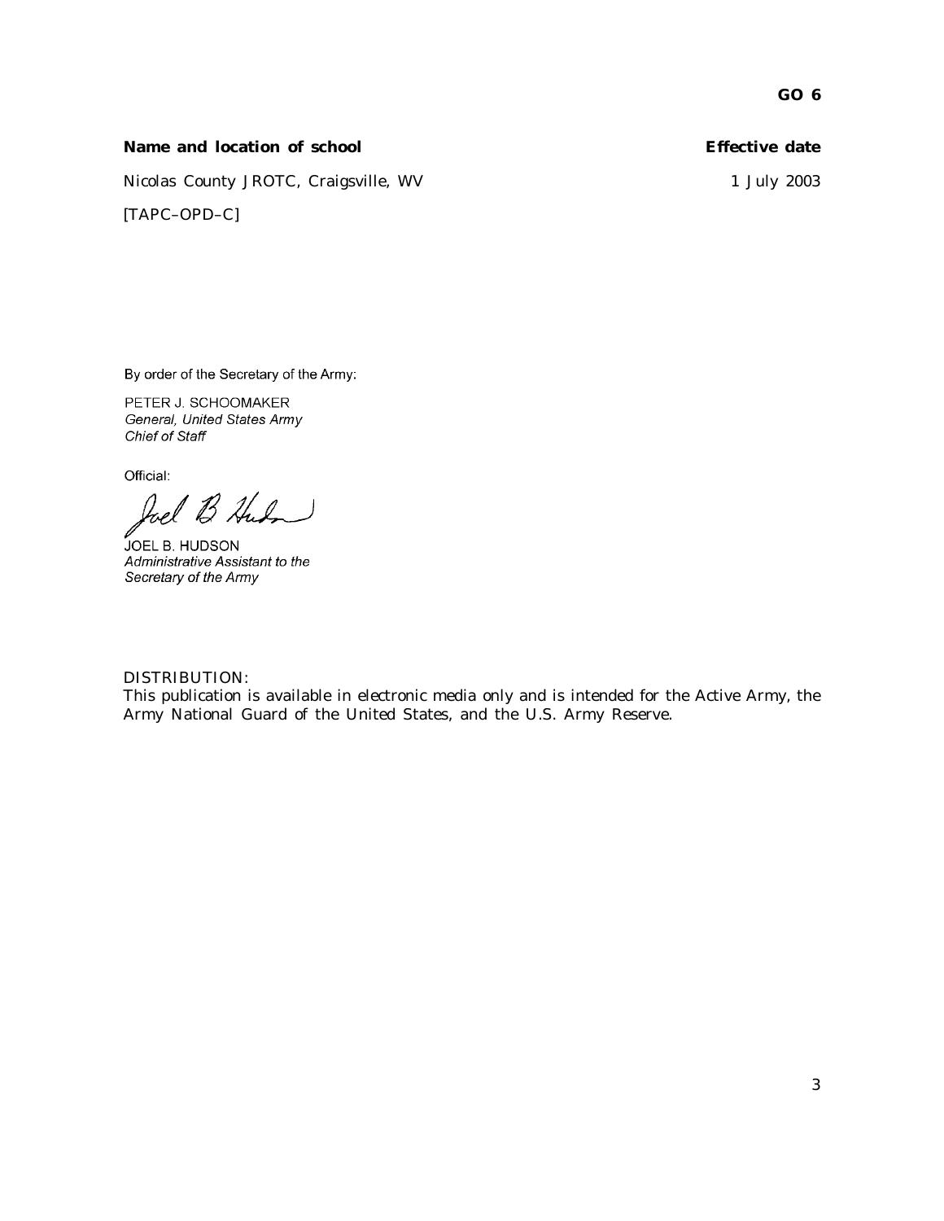| Name and location of school | Effective date |
| --- | --- |
| Nicolas County JROTC, Craigsville, WV | 1 July 2003 |

[TAPC–OPD–C]

By order of the Secretary of the Army:

PETER J. SCHOOMAKER
*General, United States Army*
*Chief of Staff*

Official:

JOEL B. HUDSON
*Administrative Assistant to the*
*Secretary of the Army*

DISTRIBUTION:
This publication is available in electronic media only and is intended for the Active Army, the Army National Guard of the United States, and the U.S. Army Reserve.